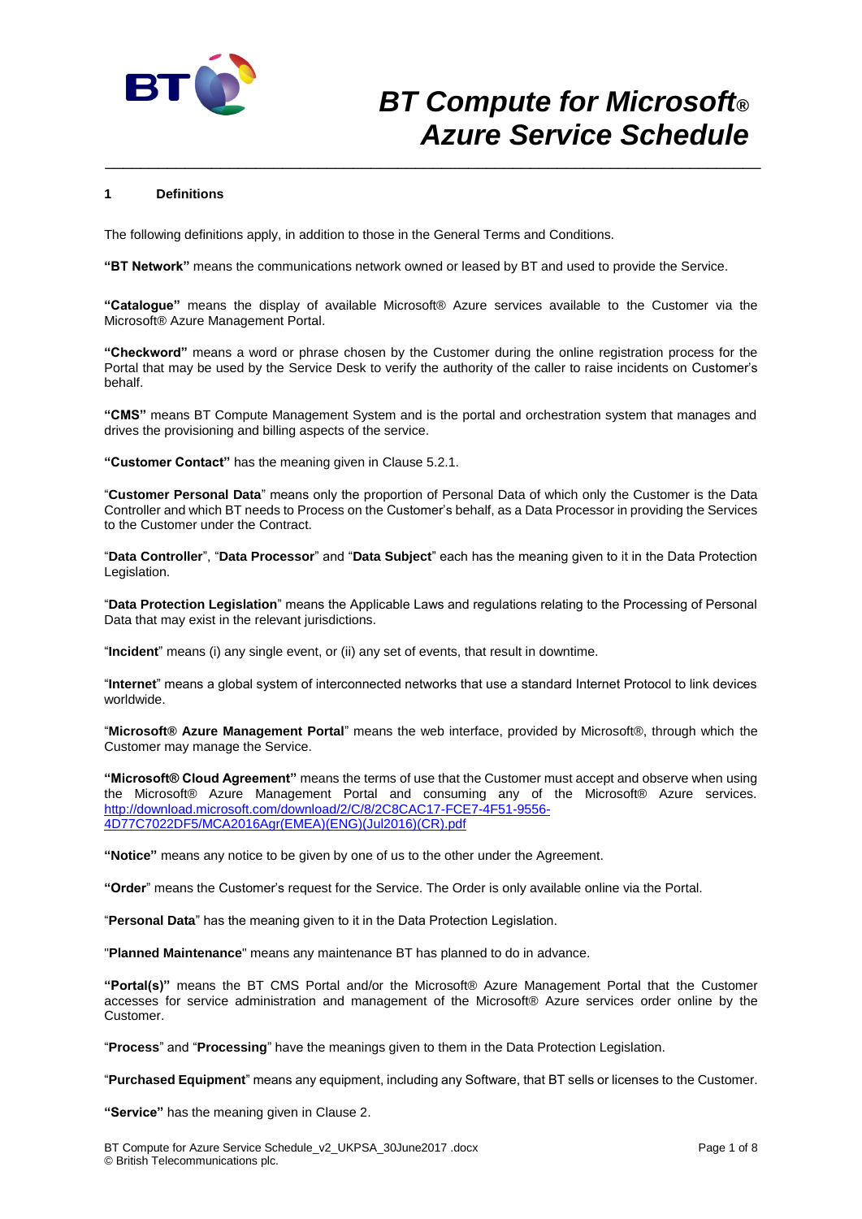# BT Compute for Microsoft® Azure Service Schedule

## 1 Definitions

The following definitions apply, in addition to those in the General Terms and Conditions.

**"BT Network"** means the communications network owned or leased by BT and used to provide the Service.

**"Catalogue"** means the display of available Microsoft® Azure services available to the Customer via the Microsoft® Azure Management Portal.

**"Checkword"** means a word or phrase chosen by the Customer during the online registration process for the Portal that may be used by the Service Desk to verify the authority of the caller to raise incidents on Customer's behalf.

**"CMS"** means BT Compute Management System and is the portal and orchestration system that manages and drives the provisioning and billing aspects of the service.

**"Customer Contact"** has the meaning given in Clause 5.2.1.

"**Customer Personal Data**" means only the proportion of Personal Data of which only the Customer is the Data Controller and which BT needs to Process on the Customer's behalf, as a Data Processor in providing the Services to the Customer under the Contract.

"**Data Controller**", "**Data Processor**" and "**Data Subject**" each has the meaning given to it in the Data Protection Legislation.

"**Data Protection Legislation**" means the Applicable Laws and regulations relating to the Processing of Personal Data that may exist in the relevant jurisdictions.

"**Incident**" means (i) any single event, or (ii) any set of events, that result in downtime.

"**Internet**" means a global system of interconnected networks that use a standard Internet Protocol to link devices worldwide.

"**Microsoft® Azure Management Portal**" means the web interface, provided by Microsoft®, through which the Customer may manage the Service.

**"Microsoft® Cloud Agreement"** means the terms of use that the Customer must accept and observe when using the Microsoft® Azure Management Portal and consuming any of the Microsoft® Azure services. http://download.microsoft.com/download/2/C/8/2C8CAC17-FCE7-4F51-9556-4D77C7022DF5/MCA2016Agr(EMEA)(ENG)(Jul2016)(CR).pdf

**"Notice"** means any notice to be given by one of us to the other under the Agreement.

**"Order**" means the Customer's request for the Service. The Order is only available online via the Portal.

"**Personal Data**" has the meaning given to it in the Data Protection Legislation.

"**Planned Maintenance**" means any maintenance BT has planned to do in advance.

**"Portal(s)"** means the BT CMS Portal and/or the Microsoft® Azure Management Portal that the Customer accesses for service administration and management of the Microsoft® Azure services order online by the Customer.

"**Process**" and "**Processing**" have the meanings given to them in the Data Protection Legislation.

"**Purchased Equipment**" means any equipment, including any Software, that BT sells or licenses to the Customer.

**"Service"** has the meaning given in Clause 2.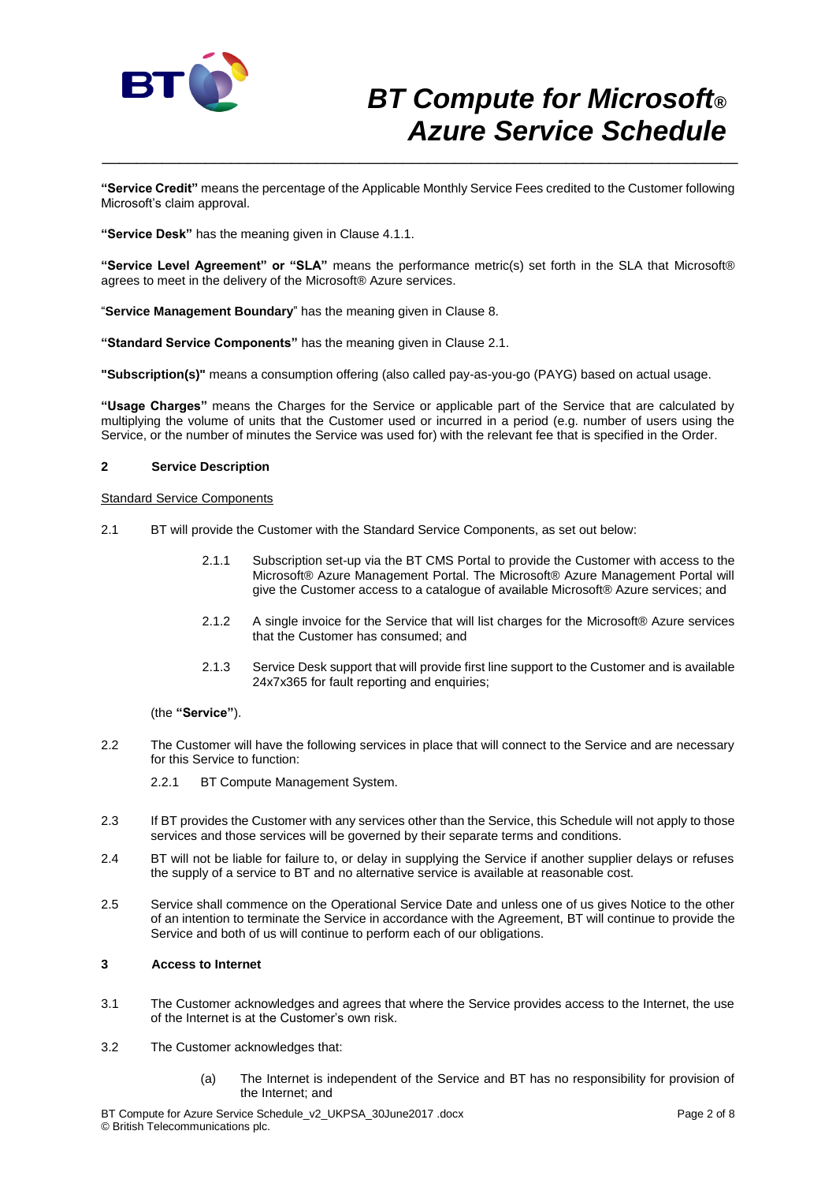**"Service Credit"** means the percentage of the Applicable Monthly Service Fees credited to the Customer following Microsoft's claim approval.

**"Service Desk"** has the meaning given in Clause 4.1.1.

**"Service Level Agreement" or "SLA"** means the performance metric(s) set forth in the SLA that Microsoft® agrees to meet in the delivery of the Microsoft® Azure services.

"**Service Management Boundary**" has the meaning given in Clause 8.

**"Standard Service Components"** has the meaning given in Clause 2.1.

**"Subscription(s)"** means a consumption offering (also called pay-as-you-go (PAYG) based on actual usage.

**"Usage Charges"** means the Charges for the Service or applicable part of the Service that are calculated by multiplying the volume of units that the Customer used or incurred in a period (e.g. number of users using the Service, or the number of minutes the Service was used for) with the relevant fee that is specified in the Order.

## 2 Service Description

Standard Service Components

2.1 BT will provide the Customer with the Standard Service Components, as set out below:

2.1.1 Subscription set-up via the BT CMS Portal to provide the Customer with access to the Microsoft® Azure Management Portal. The Microsoft® Azure Management Portal will give the Customer access to a catalogue of available Microsoft® Azure services; and

2.1.2 A single invoice for the Service that will list charges for the Microsoft® Azure services that the Customer has consumed; and

2.1.3 Service Desk support that will provide first line support to the Customer and is available 24x7x365 for fault reporting and enquiries;

(the **"Service"**).

2.2 The Customer will have the following services in place that will connect to the Service and are necessary for this Service to function:

2.2.1 BT Compute Management System.

2.3 If BT provides the Customer with any services other than the Service, this Schedule will not apply to those services and those services will be governed by their separate terms and conditions.

2.4 BT will not be liable for failure to, or delay in supplying the Service if another supplier delays or refuses the supply of a service to BT and no alternative service is available at reasonable cost.

2.5 Service shall commence on the Operational Service Date and unless one of us gives Notice to the other of an intention to terminate the Service in accordance with the Agreement, BT will continue to provide the Service and both of us will continue to perform each of our obligations.

## 3 Access to Internet

3.1 The Customer acknowledges and agrees that where the Service provides access to the Internet, the use of the Internet is at the Customer's own risk.

3.2 The Customer acknowledges that:

(a) The Internet is independent of the Service and BT has no responsibility for provision of the Internet; and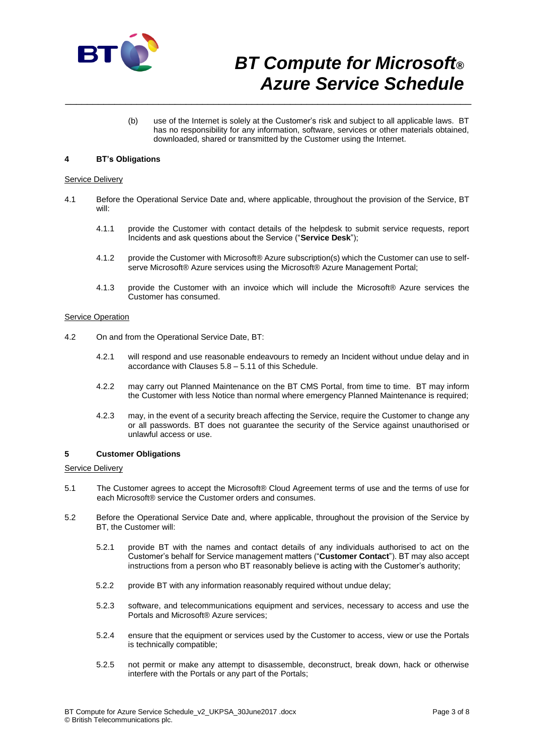(b) use of the Internet is solely at the Customer's risk and subject to all applicable laws. BT has no responsibility for any information, software, services or other materials obtained, downloaded, shared or transmitted by the Customer using the Internet.

## 4 BT's Obligations

Service Delivery

4.1 Before the Operational Service Date and, where applicable, throughout the provision of the Service, BT will:

4.1.1 provide the Customer with contact details of the helpdesk to submit service requests, report Incidents and ask questions about the Service ("**Service Desk**");

4.1.2 provide the Customer with Microsoft® Azure subscription(s) which the Customer can use to self-serve Microsoft® Azure services using the Microsoft® Azure Management Portal;

4.1.3 provide the Customer with an invoice which will include the Microsoft® Azure services the Customer has consumed.

Service Operation

4.2 On and from the Operational Service Date, BT:

4.2.1 will respond and use reasonable endeavours to remedy an Incident without undue delay and in accordance with Clauses 5.8 – 5.11 of this Schedule.

4.2.2 may carry out Planned Maintenance on the BT CMS Portal, from time to time. BT may inform the Customer with less Notice than normal where emergency Planned Maintenance is required;

4.2.3 may, in the event of a security breach affecting the Service, require the Customer to change any or all passwords. BT does not guarantee the security of the Service against unauthorised or unlawful access or use.

## 5 Customer Obligations

Service Delivery

5.1 The Customer agrees to accept the Microsoft® Cloud Agreement terms of use and the terms of use for each Microsoft® service the Customer orders and consumes.

5.2 Before the Operational Service Date and, where applicable, throughout the provision of the Service by BT, the Customer will:

5.2.1 provide BT with the names and contact details of any individuals authorised to act on the Customer's behalf for Service management matters ("**Customer Contact**"). BT may also accept instructions from a person who BT reasonably believe is acting with the Customer's authority;

5.2.2 provide BT with any information reasonably required without undue delay;

5.2.3 software, and telecommunications equipment and services, necessary to access and use the Portals and Microsoft® Azure services;

5.2.4 ensure that the equipment or services used by the Customer to access, view or use the Portals is technically compatible;

5.2.5 not permit or make any attempt to disassemble, deconstruct, break down, hack or otherwise interfere with the Portals or any part of the Portals;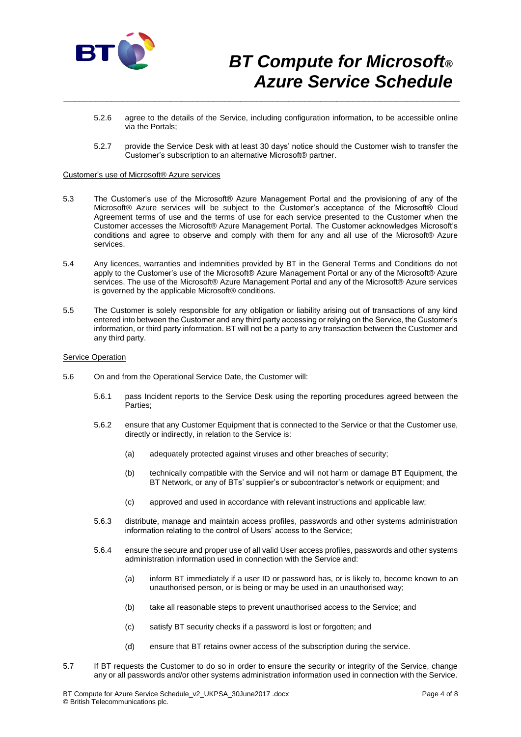5.2.6 agree to the details of the Service, including configuration information, to be accessible online via the Portals;

5.2.7 provide the Service Desk with at least 30 days' notice should the Customer wish to transfer the Customer's subscription to an alternative Microsoft® partner.

Customer's use of Microsoft® Azure services

5.3 The Customer's use of the Microsoft® Azure Management Portal and the provisioning of any of the Microsoft® Azure services will be subject to the Customer's acceptance of the Microsoft® Cloud Agreement terms of use and the terms of use for each service presented to the Customer when the Customer accesses the Microsoft® Azure Management Portal. The Customer acknowledges Microsoft's conditions and agree to observe and comply with them for any and all use of the Microsoft® Azure services.

5.4 Any licences, warranties and indemnities provided by BT in the General Terms and Conditions do not apply to the Customer's use of the Microsoft® Azure Management Portal or any of the Microsoft® Azure services. The use of the Microsoft® Azure Management Portal and any of the Microsoft® Azure services is governed by the applicable Microsoft® conditions.

5.5 The Customer is solely responsible for any obligation or liability arising out of transactions of any kind entered into between the Customer and any third party accessing or relying on the Service, the Customer's information, or third party information. BT will not be a party to any transaction between the Customer and any third party.

Service Operation

5.6 On and from the Operational Service Date, the Customer will:

5.6.1 pass Incident reports to the Service Desk using the reporting procedures agreed between the Parties;

5.6.2 ensure that any Customer Equipment that is connected to the Service or that the Customer use, directly or indirectly, in relation to the Service is:

(a) adequately protected against viruses and other breaches of security;

(b) technically compatible with the Service and will not harm or damage BT Equipment, the BT Network, or any of BTs' supplier's or subcontractor's network or equipment; and

(c) approved and used in accordance with relevant instructions and applicable law;

5.6.3 distribute, manage and maintain access profiles, passwords and other systems administration information relating to the control of Users' access to the Service;

5.6.4 ensure the secure and proper use of all valid User access profiles, passwords and other systems administration information used in connection with the Service and:

(a) inform BT immediately if a user ID or password has, or is likely to, become known to an unauthorised person, or is being or may be used in an unauthorised way;

(b) take all reasonable steps to prevent unauthorised access to the Service; and

(c) satisfy BT security checks if a password is lost or forgotten; and

(d) ensure that BT retains owner access of the subscription during the service.

5.7 If BT requests the Customer to do so in order to ensure the security or integrity of the Service, change any or all passwords and/or other systems administration information used in connection with the Service.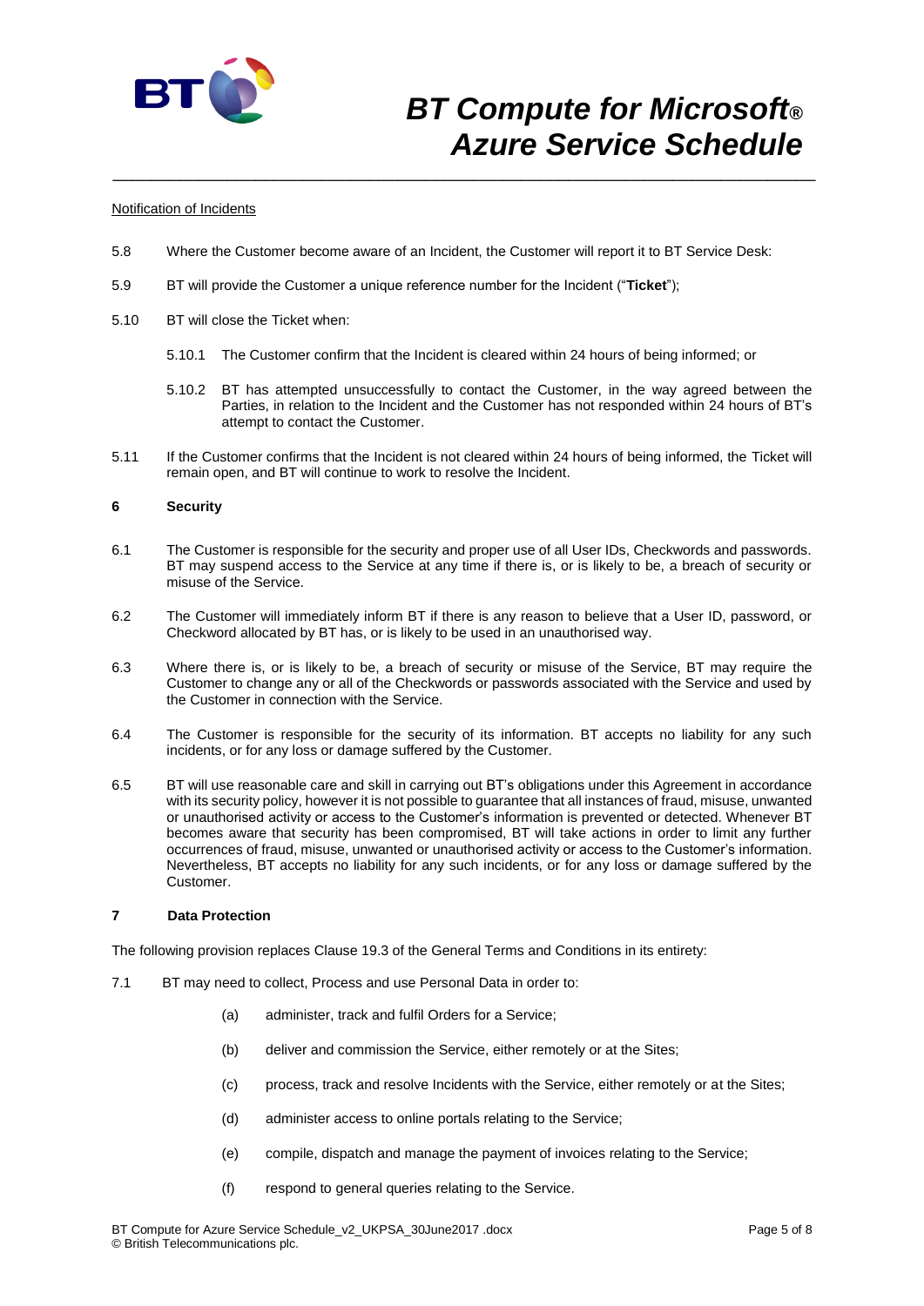Notification of Incidents

5.8 Where the Customer become aware of an Incident, the Customer will report it to BT Service Desk:

5.9 BT will provide the Customer a unique reference number for the Incident ("**Ticket**");

5.10 BT will close the Ticket when:

5.10.1 The Customer confirm that the Incident is cleared within 24 hours of being informed; or

5.10.2 BT has attempted unsuccessfully to contact the Customer, in the way agreed between the Parties, in relation to the Incident and the Customer has not responded within 24 hours of BT's attempt to contact the Customer.

5.11 If the Customer confirms that the Incident is not cleared within 24 hours of being informed, the Ticket will remain open, and BT will continue to work to resolve the Incident.

## 6 Security

6.1 The Customer is responsible for the security and proper use of all User IDs, Checkwords and passwords. BT may suspend access to the Service at any time if there is, or is likely to be, a breach of security or misuse of the Service.

6.2 The Customer will immediately inform BT if there is any reason to believe that a User ID, password, or Checkword allocated by BT has, or is likely to be used in an unauthorised way.

6.3 Where there is, or is likely to be, a breach of security or misuse of the Service, BT may require the Customer to change any or all of the Checkwords or passwords associated with the Service and used by the Customer in connection with the Service.

6.4 The Customer is responsible for the security of its information. BT accepts no liability for any such incidents, or for any loss or damage suffered by the Customer.

6.5 BT will use reasonable care and skill in carrying out BT's obligations under this Agreement in accordance with its security policy, however it is not possible to guarantee that all instances of fraud, misuse, unwanted or unauthorised activity or access to the Customer's information is prevented or detected. Whenever BT becomes aware that security has been compromised, BT will take actions in order to limit any further occurrences of fraud, misuse, unwanted or unauthorised activity or access to the Customer's information. Nevertheless, BT accepts no liability for any such incidents, or for any loss or damage suffered by the Customer.

## 7 Data Protection

The following provision replaces Clause 19.3 of the General Terms and Conditions in its entirety:

7.1 BT may need to collect, Process and use Personal Data in order to:

(a) administer, track and fulfil Orders for a Service;

(b) deliver and commission the Service, either remotely or at the Sites;

(c) process, track and resolve Incidents with the Service, either remotely or at the Sites;

(d) administer access to online portals relating to the Service;

(e) compile, dispatch and manage the payment of invoices relating to the Service;

(f) respond to general queries relating to the Service.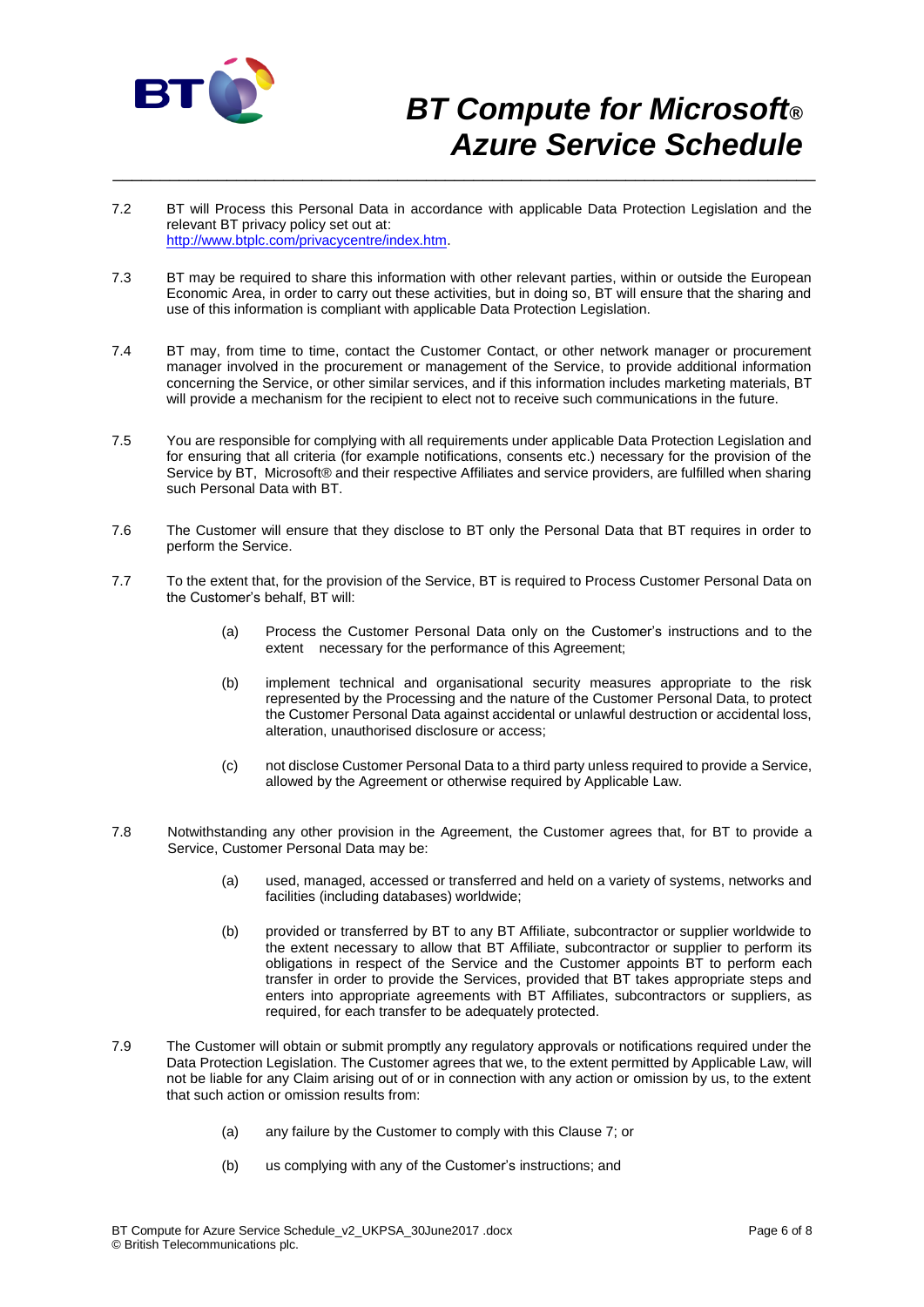7.2 BT will Process this Personal Data in accordance with applicable Data Protection Legislation and the relevant BT privacy policy set out at: [http://www.btplc.com/privacycentre/index.htm](http://www.btplc.com/privacycentre/index.htm).

7.3 BT may be required to share this information with other relevant parties, within or outside the European Economic Area, in order to carry out these activities, but in doing so, BT will ensure that the sharing and use of this information is compliant with applicable Data Protection Legislation.

7.4 BT may, from time to time, contact the Customer Contact, or other network manager or procurement manager involved in the procurement or management of the Service, to provide additional information concerning the Service, or other similar services, and if this information includes marketing materials, BT will provide a mechanism for the recipient to elect not to receive such communications in the future.

7.5 You are responsible for complying with all requirements under applicable Data Protection Legislation and for ensuring that all criteria (for example notifications, consents etc.) necessary for the provision of the Service by BT, Microsoft® and their respective Affiliates and service providers, are fulfilled when sharing such Personal Data with BT.

7.6 The Customer will ensure that they disclose to BT only the Personal Data that BT requires in order to perform the Service.

7.7 To the extent that, for the provision of the Service, BT is required to Process Customer Personal Data on the Customer's behalf, BT will:

- (a) Process the Customer Personal Data only on the Customer's instructions and to the extent necessary for the performance of this Agreement;
- (b) implement technical and organisational security measures appropriate to the risk represented by the Processing and the nature of the Customer Personal Data, to protect the Customer Personal Data against accidental or unlawful destruction or accidental loss, alteration, unauthorised disclosure or access;
- (c) not disclose Customer Personal Data to a third party unless required to provide a Service, allowed by the Agreement or otherwise required by Applicable Law.

7.8 Notwithstanding any other provision in the Agreement, the Customer agrees that, for BT to provide a Service, Customer Personal Data may be:

- (a) used, managed, accessed or transferred and held on a variety of systems, networks and facilities (including databases) worldwide;
- (b) provided or transferred by BT to any BT Affiliate, subcontractor or supplier worldwide to the extent necessary to allow that BT Affiliate, subcontractor or supplier to perform its obligations in respect of the Service and the Customer appoints BT to perform each transfer in order to provide the Services, provided that BT takes appropriate steps and enters into appropriate agreements with BT Affiliates, subcontractors or suppliers, as required, for each transfer to be adequately protected.

7.9 The Customer will obtain or submit promptly any regulatory approvals or notifications required under the Data Protection Legislation. The Customer agrees that we, to the extent permitted by Applicable Law, will not be liable for any Claim arising out of or in connection with any action or omission by us, to the extent that such action or omission results from:

- (a) any failure by the Customer to comply with this Clause 7; or
- (b) us complying with any of the Customer's instructions; and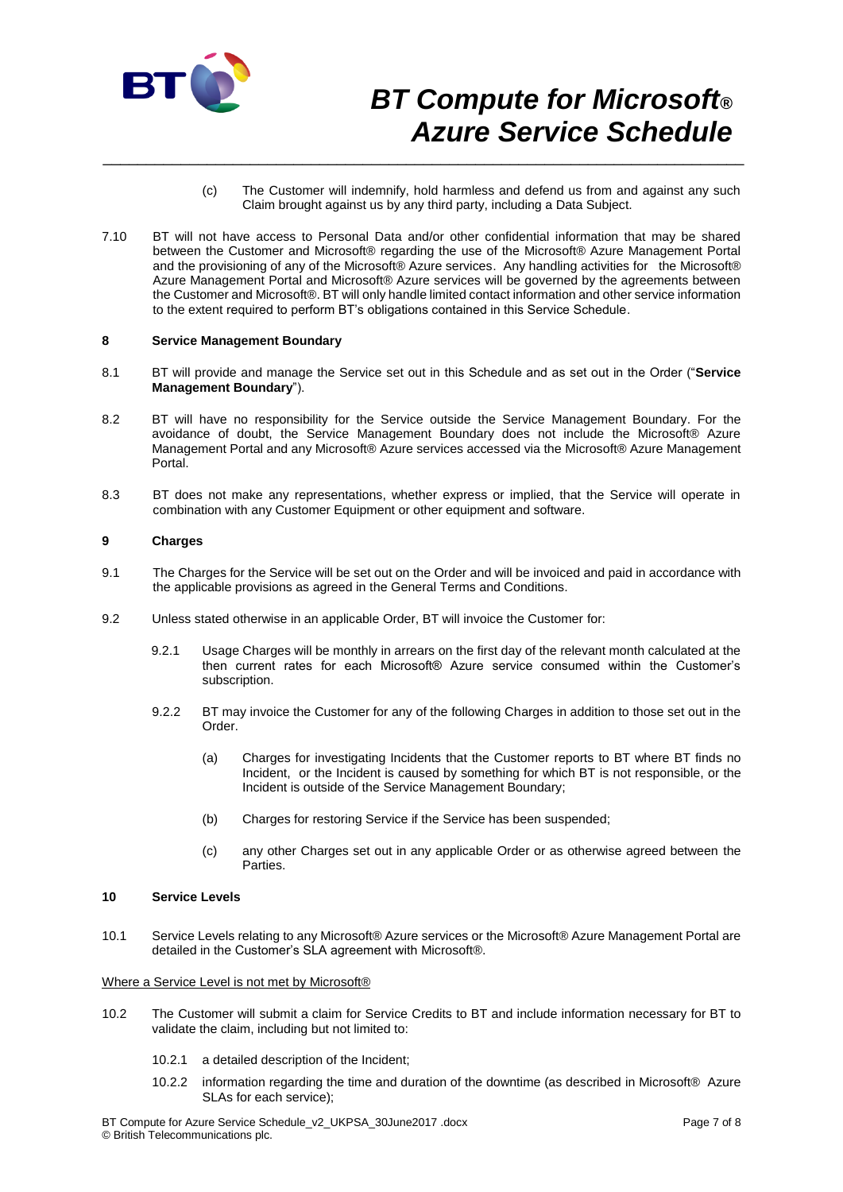(c) The Customer will indemnify, hold harmless and defend us from and against any such Claim brought against us by any third party, including a Data Subject.

7.10 BT will not have access to Personal Data and/or other confidential information that may be shared between the Customer and Microsoft® regarding the use of the Microsoft® Azure Management Portal and the provisioning of any of the Microsoft® Azure services. Any handling activities for the Microsoft® Azure Management Portal and Microsoft® Azure services will be governed by the agreements between the Customer and Microsoft®. BT will only handle limited contact information and other service information to the extent required to perform BT's obligations contained in this Service Schedule.

## 8 Service Management Boundary

8.1 BT will provide and manage the Service set out in this Schedule and as set out in the Order ("**Service Management Boundary**").

8.2 BT will have no responsibility for the Service outside the Service Management Boundary. For the avoidance of doubt, the Service Management Boundary does not include the Microsoft® Azure Management Portal and any Microsoft® Azure services accessed via the Microsoft® Azure Management Portal.

8.3 BT does not make any representations, whether express or implied, that the Service will operate in combination with any Customer Equipment or other equipment and software.

## 9 Charges

9.1 The Charges for the Service will be set out on the Order and will be invoiced and paid in accordance with the applicable provisions as agreed in the General Terms and Conditions.

9.2 Unless stated otherwise in an applicable Order, BT will invoice the Customer for:

9.2.1 Usage Charges will be monthly in arrears on the first day of the relevant month calculated at the then current rates for each Microsoft® Azure service consumed within the Customer's subscription.

9.2.2 BT may invoice the Customer for any of the following Charges in addition to those set out in the Order.

(a) Charges for investigating Incidents that the Customer reports to BT where BT finds no Incident, or the Incident is caused by something for which BT is not responsible, or the Incident is outside of the Service Management Boundary;

(b) Charges for restoring Service if the Service has been suspended;

(c) any other Charges set out in any applicable Order or as otherwise agreed between the Parties.

## 10 Service Levels

10.1 Service Levels relating to any Microsoft® Azure services or the Microsoft® Azure Management Portal are detailed in the Customer's SLA agreement with Microsoft®.

Where a Service Level is not met by Microsoft®

10.2 The Customer will submit a claim for Service Credits to BT and include information necessary for BT to validate the claim, including but not limited to:

10.2.1 a detailed description of the Incident;

10.2.2 information regarding the time and duration of the downtime (as described in Microsoft® Azure SLAs for each service);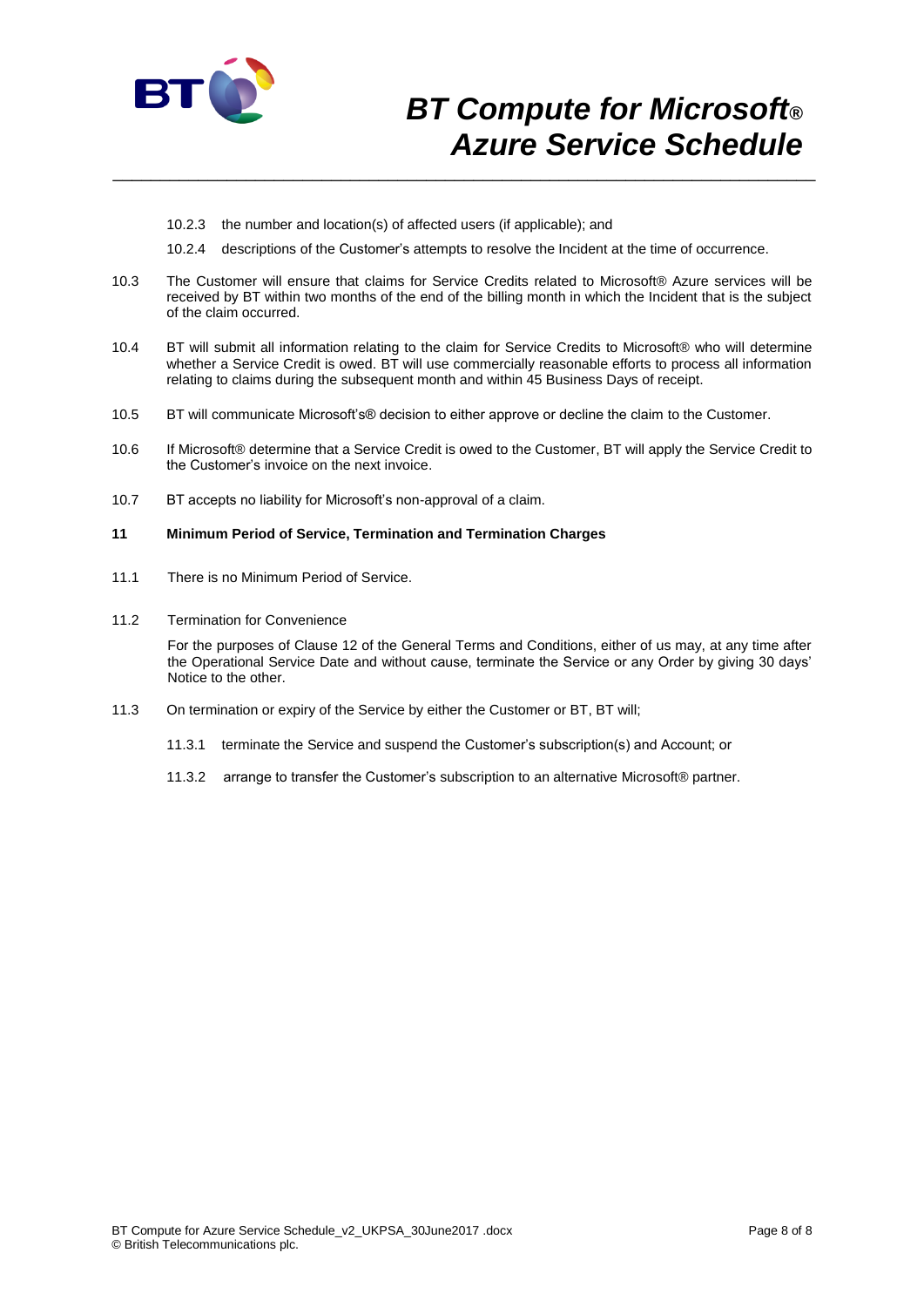10.2.3 the number and location(s) of affected users (if applicable); and

10.2.4 descriptions of the Customer's attempts to resolve the Incident at the time of occurrence.

10.3 The Customer will ensure that claims for Service Credits related to Microsoft® Azure services will be received by BT within two months of the end of the billing month in which the Incident that is the subject of the claim occurred.

10.4 BT will submit all information relating to the claim for Service Credits to Microsoft® who will determine whether a Service Credit is owed. BT will use commercially reasonable efforts to process all information relating to claims during the subsequent month and within 45 Business Days of receipt.

10.5 BT will communicate Microsoft's® decision to either approve or decline the claim to the Customer.

10.6 If Microsoft® determine that a Service Credit is owed to the Customer, BT will apply the Service Credit to the Customer's invoice on the next invoice.

10.7 BT accepts no liability for Microsoft's non-approval of a claim.

**11 Minimum Period of Service, Termination and Termination Charges**

11.1 There is no Minimum Period of Service.

11.2 Termination for Convenience

For the purposes of Clause 12 of the General Terms and Conditions, either of us may, at any time after the Operational Service Date and without cause, terminate the Service or any Order by giving 30 days' Notice to the other.

11.3 On termination or expiry of the Service by either the Customer or BT, BT will;

11.3.1 terminate the Service and suspend the Customer's subscription(s) and Account; or

11.3.2 arrange to transfer the Customer's subscription to an alternative Microsoft® partner.